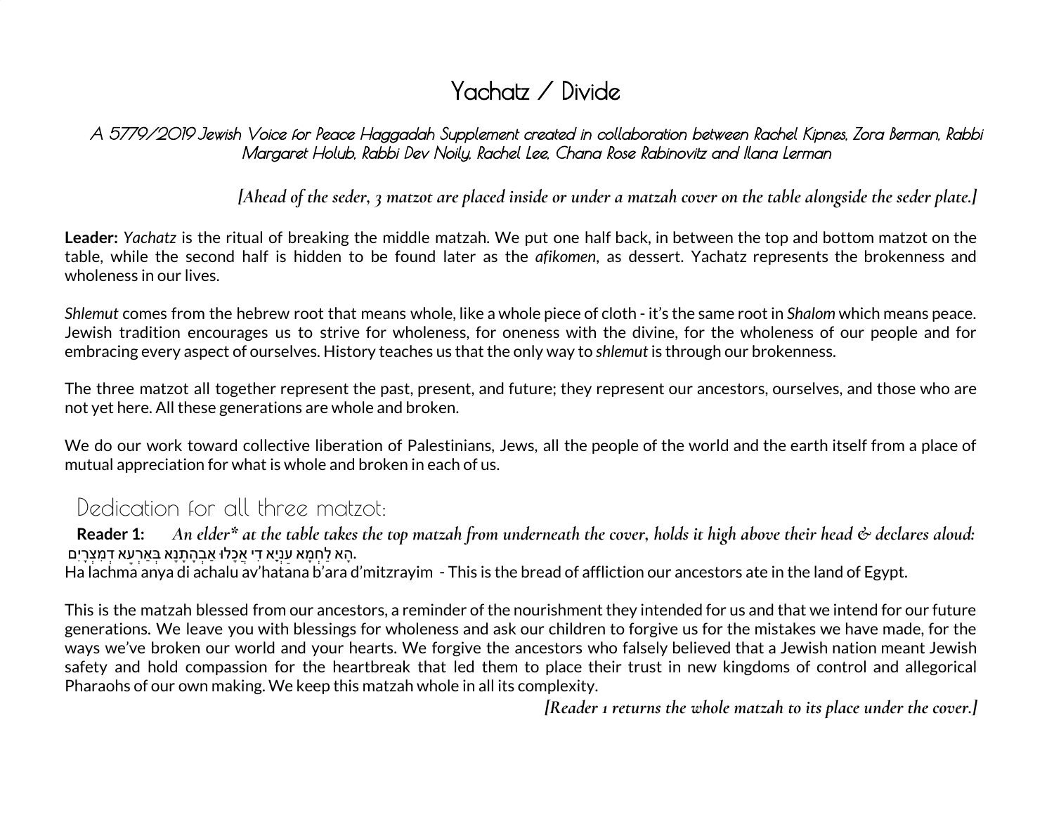# Yachatz / Divide

*A 5779/2019 Jewish Voice for Peace Haggadah Supplement created in collaboration between Rachel Kipnes, Zora Berman, Rabbi Margaret Holub, Rabbi Dev Noily, Rachel Lee, Chana Rose Rabinovitz and Ilana Lerman*

*[Ahead of the seder, 3 matzot are placed inside or under a matzah cover on the table alongside the seder plate.]*

**Leader:** *Yachatz* is the ritual of breaking the middle matzah. We put one half back, in between the top and bottom matzot on the table, while the second half is hidden to be found later as the *afikomen*, as dessert. Yachatz represents the brokenness and wholeness in our lives.

*Shlemut* comes from the hebrew root that means whole, like a whole piece of cloth - it's the same root in *Shalom* which means peace. Jewish tradition encourages us to strive for wholeness, for oneness with the divine, for the wholeness of our people and for embracing every aspect of ourselves. History teaches us that the only way to *shlemut* is through our brokenness.

The three matzot all together represent the past, present, and future; they represent our ancestors, ourselves, and those who are not yet here. All these generations are whole and broken.

We do our work toward collective liberation of Palestinians, Jews, all the people of the world and the earth itself from a place of mutual appreciation for what is whole and broken in each of us.

## Dedication for all three matzot:

**Reader 1:** *An elder\* at the table takes the top matzah from underneath the cover, holds it high above their head & declares aloud:*

הָא לַחְמָא עַנְיָא דִּי אֲכָלוּ אַבְהָתָנָא בְּאַרְעָא דְמִצְרָיִם.

Ha lachma anya di achalu av'hatana b'ara d'mitzrayim - This is the bread of affliction our ancestors ate in the land of Egypt.

This is the matzah blessed from our ancestors, a reminder of the nourishment they intended for us and that we intend for our future generations. We leave you with blessings for wholeness and ask our children to forgive us for the mistakes we have made, for the ways we've broken our world and your hearts. We forgive the ancestors who falsely believed that a Jewish nation meant Jewish safety and hold compassion for the heartbreak that led them to place their trust in new kingdoms of control and allegorical Pharaohs of our own making. We keep this matzah whole in all its complexity.

*[Reader 1 returns the whole matzah to its place under the cover.]*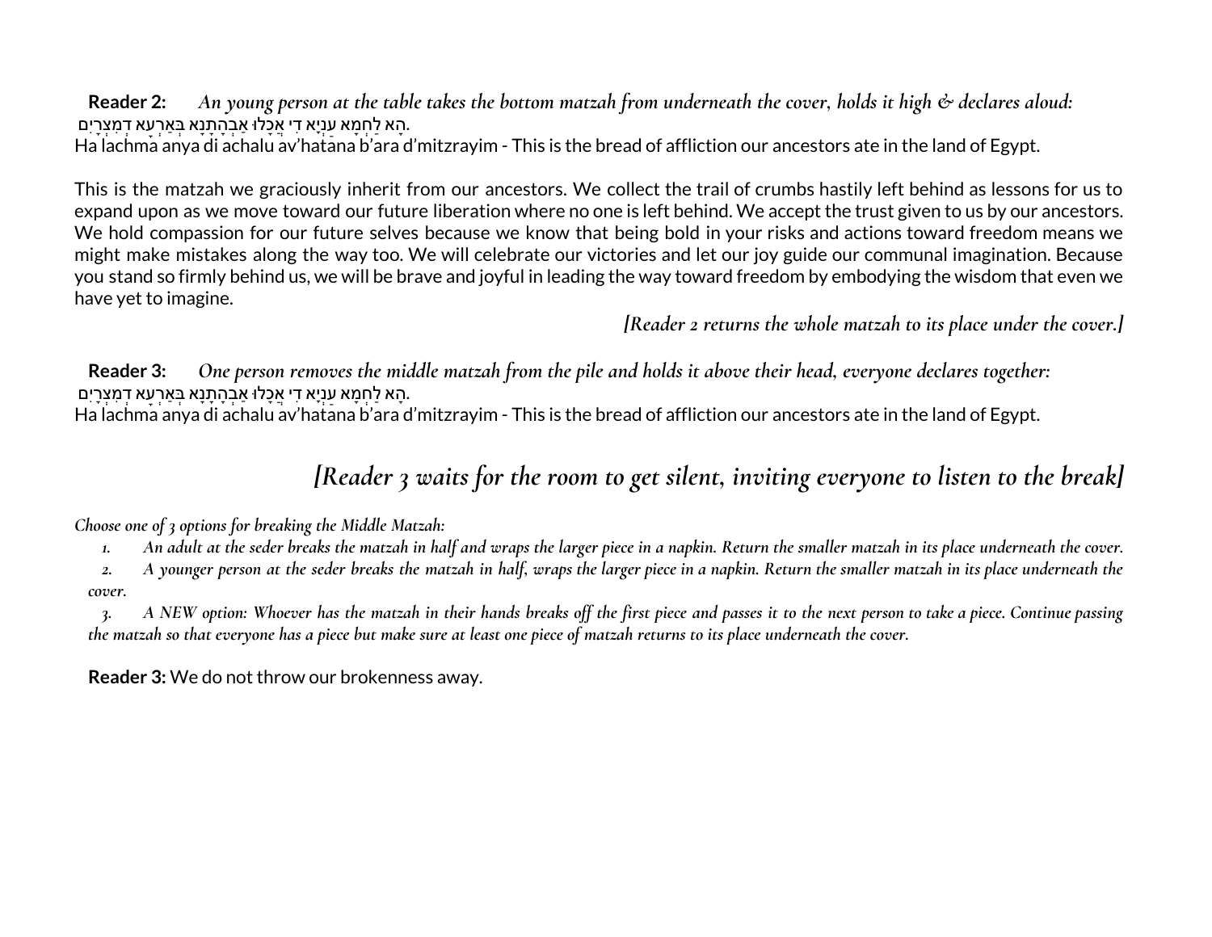**Reader 2:** *An young person at the table takes the bottom matzah from underneath the cover, holds it high & declares aloud:*

הָא לַחְמָא עַנְיָא דִּי אֲכָלוּ אַבְהָתָנָא בְּאַרְעָא דְמִצְרָיִם.

Ha lachma anya di achalu av'hatana b'ara d'mitzrayim - This is the bread of affliction our ancestors ate in the land of Egypt.

This is the matzah we graciously inherit from our ancestors. We collect the trail of crumbs hastily left behind as lessons for us to expand upon as we move toward our future liberation where no one is left behind. We accept the trust given to us by our ancestors. We hold compassion for our future selves because we know that being bold in your risks and actions toward freedom means we might make mistakes along the way too. We will celebrate our victories and let our joy guide our communal imagination. Because you stand so firmly behind us, we will be brave and joyful in leading the way toward freedom by embodying the wisdom that even we have yet to imagine.

*[Reader 2 returns the whole matzah to its place under the cover.]*

**Reader 3:** *One person removes the middle matzah from the pile and holds it above their head, everyone declares together:*

הָא לַחְמָא עַנְיָא דִּי אֲכָלוּ אַבְהָתָנָא בְּאַרְעָא דְמִצְרָיִם.

Ha lachma anya di achalu av'hatana b'ara d'mitzrayim - This is the bread of affliction our ancestors ate in the land of Egypt.

## *[Reader 3 waits for the room to get silent, inviting everyone to listen to the break]*

*Choose one of 3 options for breaking the Middle Matzah:*

1. *An adult at the seder breaks the matzah in half and wraps the larger piece in a napkin. Return the smaller matzah in its place underneath the cover.*
2. *A younger person at the seder breaks the matzah in half, wraps the larger piece in a napkin. Return the smaller matzah in its place underneath the cover.*
3. *A NEW option: Whoever has the matzah in their hands breaks off the first piece and passes it to the next person to take a piece. Continue passing the matzah so that everyone has a piece but make sure at least one piece of matzah returns to its place underneath the cover.*

**Reader 3:** We do not throw our brokenness away.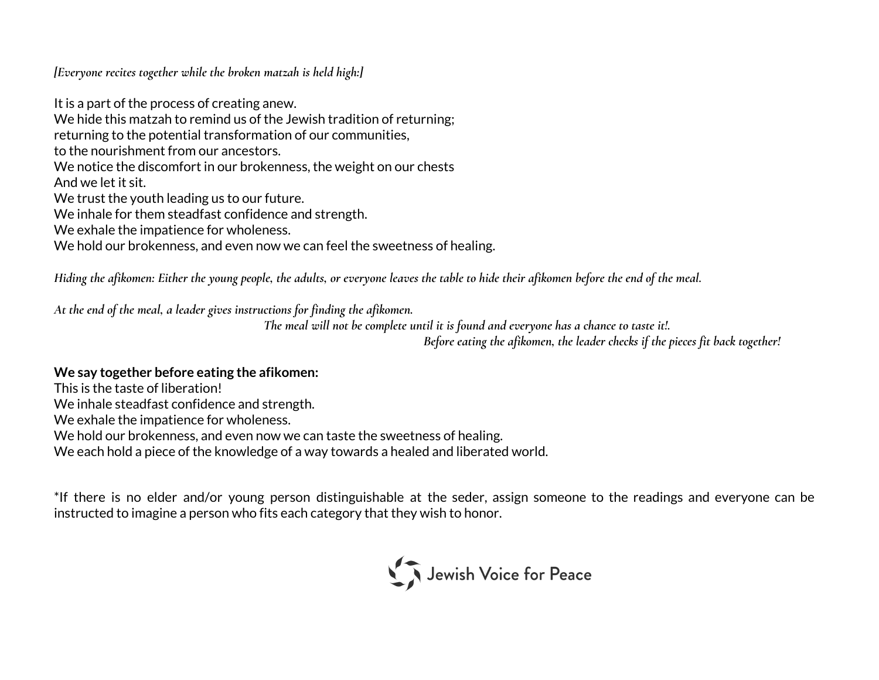*[Everyone recites together while the broken matzah is held high:]*

It is a part of the process of creating anew.
We hide this matzah to remind us of the Jewish tradition of returning;
returning to the potential transformation of our communities,
to the nourishment from our ancestors.
We notice the discomfort in our brokenness, the weight on our chests
And we let it sit.
We trust the youth leading us to our future.
We inhale for them steadfast confidence and strength.
We exhale the impatience for wholeness.
We hold our brokenness, and even now we can feel the sweetness of healing.

*Hiding the afikomen: Either the young people, the adults, or everyone leaves the table to hide their afikomen before the end of the meal.*

*At the end of the meal, a leader gives instructions for finding the afikomen.*
*The meal will not be complete until it is found and everyone has a chance to taste it!.*
*Before eating the afikomen, the leader checks if the pieces fit back together!*

**We say together before eating the afikomen:**
This is the taste of liberation!
We inhale steadfast confidence and strength.
We exhale the impatience for wholeness.
We hold our brokenness, and even now we can taste the sweetness of healing.
We each hold a piece of the knowledge of a way towards a healed and liberated world.

*If there is no elder and/or young person distinguishable at the seder, assign someone to the readings and everyone can be instructed to imagine a person who fits each category that they wish to honor.

Jewish Voice for Peace